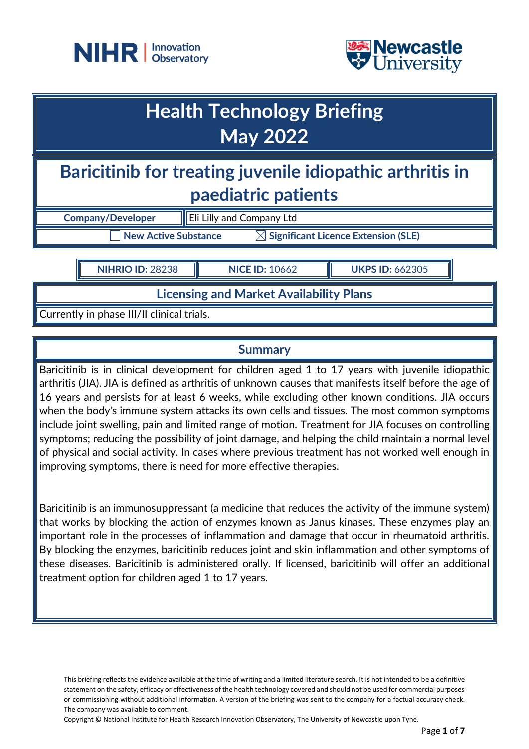# Health Technology Briefing
# May 2022

## Baricitinib for treating juvenile idiopathic arthritis in paediatric patients

| | |
|---|---|
| **Company/Developer** | Eli Lilly and Company Ltd |

☐ **New Active Substance** ☒ **Significant Licence Extension (SLE)**

| | | |
|---|---|---|
| **NIHRIO ID:** 28238 | **NICE ID:** 10662 | **UKPS ID:** 662305 |

### Licensing and Market Availability Plans

Currently in phase III/II clinical trials.

### Summary

Baricitinib is in clinical development for children aged 1 to 17 years with juvenile idiopathic arthritis (JIA). JIA is defined as arthritis of unknown causes that manifests itself before the age of 16 years and persists for at least 6 weeks, while excluding other known conditions. JIA occurs when the body's immune system attacks its own cells and tissues. The most common symptoms include joint swelling, pain and limited range of motion. Treatment for JIA focuses on controlling symptoms; reducing the possibility of joint damage, and helping the child maintain a normal level of physical and social activity. In cases where previous treatment has not worked well enough in improving symptoms, there is need for more effective therapies.

Baricitinib is an immunosuppressant (a medicine that reduces the activity of the immune system) that works by blocking the action of enzymes known as Janus kinases. These enzymes play an important role in the processes of inflammation and damage that occur in rheumatoid arthritis. By blocking the enzymes, baricitinib reduces joint and skin inflammation and other symptoms of these diseases. Baricitinib is administered orally. If licensed, baricitinib will offer an additional treatment option for children aged 1 to 17 years.

This briefing reflects the evidence available at the time of writing and a limited literature search. It is not intended to be a definitive statement on the safety, efficacy or effectiveness of the health technology covered and should not be used for commercial purposes or commissioning without additional information. A version of the briefing was sent to the company for a factual accuracy check. The company was available to comment.

Copyright © National Institute for Health Research Innovation Observatory, The University of Newcastle upon Tyne.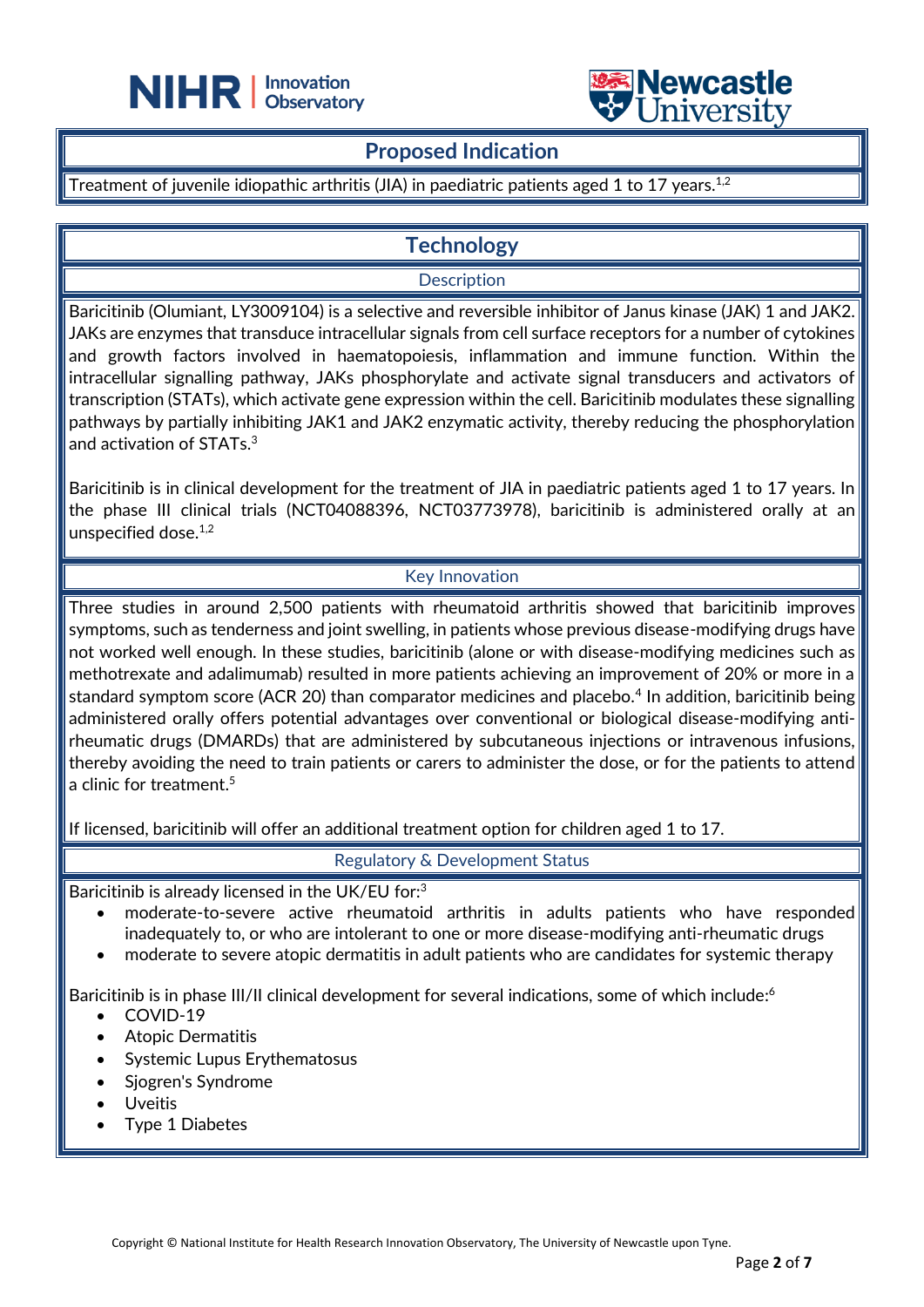## Proposed Indication

Treatment of juvenile idiopathic arthritis (JIA) in paediatric patients aged 1 to 17 years.[1,2]

## Technology

### Description

Baricitinib (Olumiant, LY3009104) is a selective and reversible inhibitor of Janus kinase (JAK) 1 and JAK2. JAKs are enzymes that transduce intracellular signals from cell surface receptors for a number of cytokines and growth factors involved in haematopoiesis, inflammation and immune function. Within the intracellular signalling pathway, JAKs phosphorylate and activate signal transducers and activators of transcription (STATs), which activate gene expression within the cell. Baricitinib modulates these signalling pathways by partially inhibiting JAK1 and JAK2 enzymatic activity, thereby reducing the phosphorylation and activation of STATs.[3]

Baricitinib is in clinical development for the treatment of JIA in paediatric patients aged 1 to 17 years. In the phase III clinical trials (NCT04088396, NCT03773978), baricitinib is administered orally at an unspecified dose.[1,2]

### Key Innovation

Three studies in around 2,500 patients with rheumatoid arthritis showed that baricitinib improves symptoms, such as tenderness and joint swelling, in patients whose previous disease-modifying drugs have not worked well enough. In these studies, baricitinib (alone or with disease-modifying medicines such as methotrexate and adalimumab) resulted in more patients achieving an improvement of 20% or more in a standard symptom score (ACR 20) than comparator medicines and placebo.[4] In addition, baricitinib being administered orally offers potential advantages over conventional or biological disease-modifying anti-rheumatic drugs (DMARDs) that are administered by subcutaneous injections or intravenous infusions, thereby avoiding the need to train patients or carers to administer the dose, or for the patients to attend a clinic for treatment.[5]

If licensed, baricitinib will offer an additional treatment option for children aged 1 to 17.

### Regulatory & Development Status

Baricitinib is already licensed in the UK/EU for:[3]

- moderate-to-severe active rheumatoid arthritis in adults patients who have responded inadequately to, or who are intolerant to one or more disease-modifying anti-rheumatic drugs
- moderate to severe atopic dermatitis in adult patients who are candidates for systemic therapy

Baricitinib is in phase III/II clinical development for several indications, some of which include:[6]

- COVID-19
- Atopic Dermatitis
- Systemic Lupus Erythematosus
- Sjogren's Syndrome
- Uveitis
- Type 1 Diabetes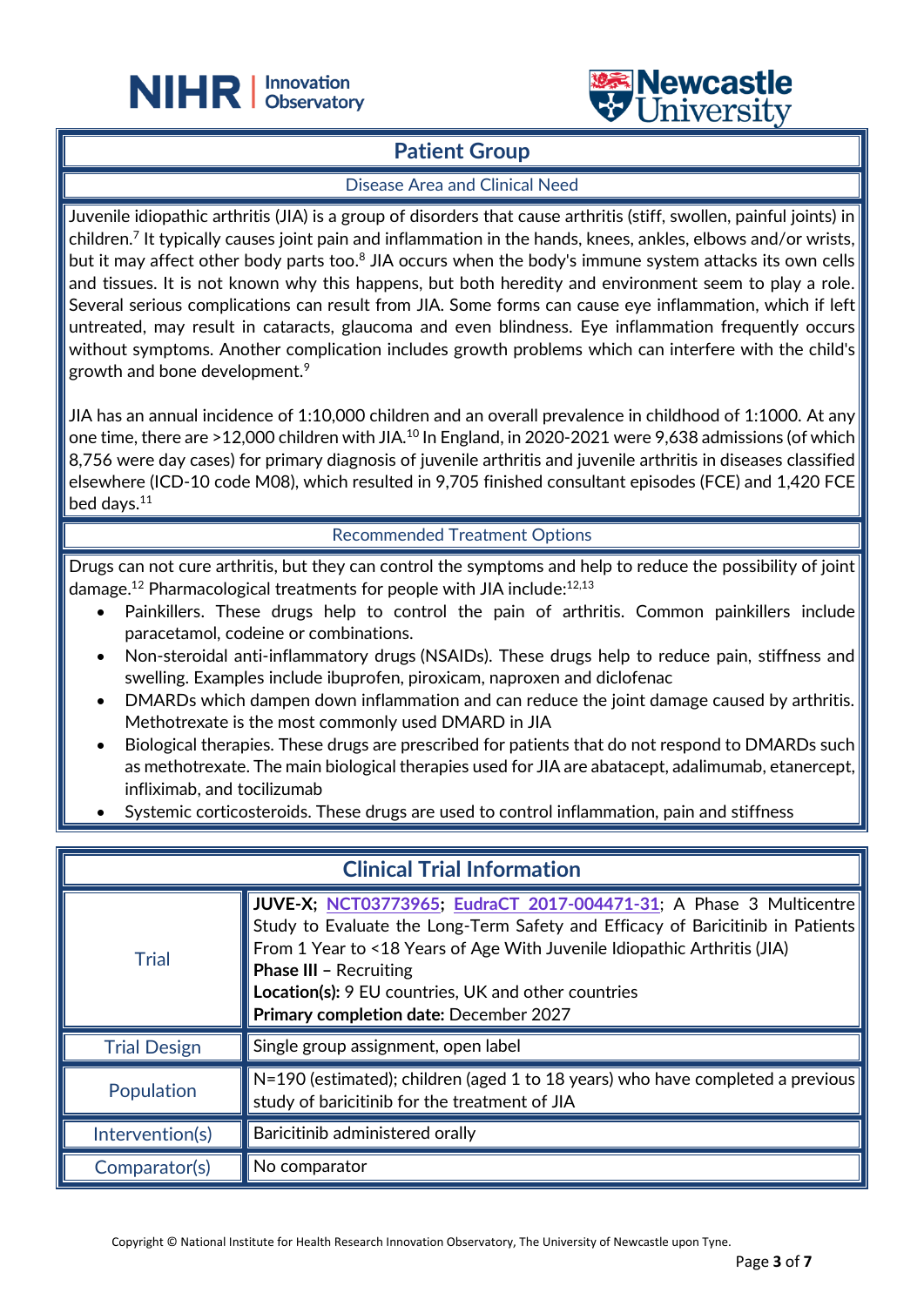## Patient Group

### Disease Area and Clinical Need

Juvenile idiopathic arthritis (JIA) is a group of disorders that cause arthritis (stiff, swollen, painful joints) in children.[7] It typically causes joint pain and inflammation in the hands, knees, ankles, elbows and/or wrists, but it may affect other body parts too.[8] JIA occurs when the body's immune system attacks its own cells and tissues. It is not known why this happens, but both heredity and environment seem to play a role. Several serious complications can result from JIA. Some forms can cause eye inflammation, which if left untreated, may result in cataracts, glaucoma and even blindness. Eye inflammation frequently occurs without symptoms. Another complication includes growth problems which can interfere with the child's growth and bone development.[9]

JIA has an annual incidence of 1:10,000 children and an overall prevalence in childhood of 1:1000. At any one time, there are >12,000 children with JIA.[10] In England, in 2020-2021 were 9,638 admissions (of which 8,756 were day cases) for primary diagnosis of juvenile arthritis and juvenile arthritis in diseases classified elsewhere (ICD-10 code M08), which resulted in 9,705 finished consultant episodes (FCE) and 1,420 FCE bed days.[11]

### Recommended Treatment Options

Drugs can not cure arthritis, but they can control the symptoms and help to reduce the possibility of joint damage.[12] Pharmacological treatments for people with JIA include:[12,13]

- Painkillers. These drugs help to control the pain of arthritis. Common painkillers include paracetamol, codeine or combinations.
- Non-steroidal anti-inflammatory drugs (NSAIDs). These drugs help to reduce pain, stiffness and swelling. Examples include ibuprofen, piroxicam, naproxen and diclofenac
- DMARDs which dampen down inflammation and can reduce the joint damage caused by arthritis. Methotrexate is the most commonly used DMARD in JIA
- Biological therapies. These drugs are prescribed for patients that do not respond to DMARDs such as methotrexate. The main biological therapies used for JIA are abatacept, adalimumab, etanercept, infliximab, and tocilizumab
- Systemic corticosteroids. These drugs are used to control inflammation, pain and stiffness

## Clinical Trial Information

| | |
|---|---|
| Trial | **JUVE-X**; **NCT03773965**; **EudraCT 2017-004471-31**; A Phase 3 Multicentre Study to Evaluate the Long-Term Safety and Efficacy of Baricitinib in Patients From 1 Year to <18 Years of Age With Juvenile Idiopathic Arthritis (JIA)<br>**Phase III** – Recruiting<br>**Location(s):** 9 EU countries, UK and other countries<br>**Primary completion date:** December 2027 |
| Trial Design | Single group assignment, open label |
| Population | N=190 (estimated); children (aged 1 to 18 years) who have completed a previous study of baricitinib for the treatment of JIA |
| Intervention(s) | Baricitinib administered orally |
| Comparator(s) | No comparator |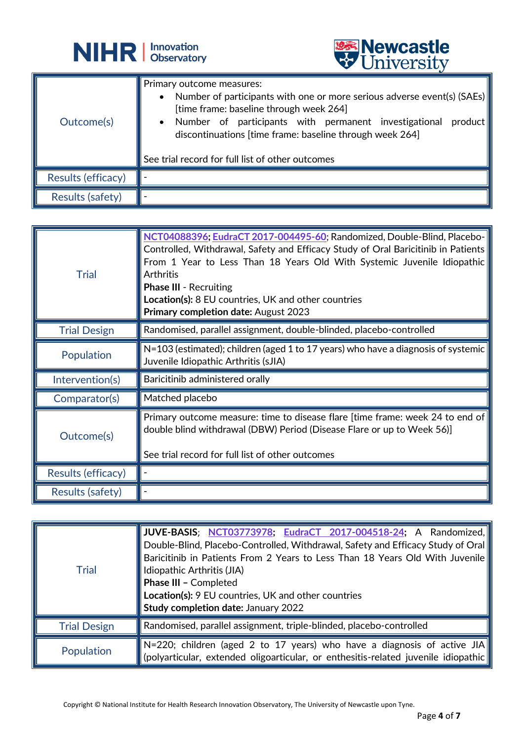| | |
|---|---|
| Outcome(s) | Primary outcome measures:<br>• Number of participants with one or more serious adverse event(s) (SAEs) [time frame: baseline through week 264]<br>• Number of participants with permanent investigational product discontinuations [time frame: baseline through week 264]<br><br>See trial record for full list of other outcomes |
| Results (efficacy) | - |
| Results (safety) | - |

| | |
|---|---|
| Trial | **NCT04088396; EudraCT 2017-004495-60**; Randomized, Double-Blind, Placebo-Controlled, Withdrawal, Safety and Efficacy Study of Oral Baricitinib in Patients From 1 Year to Less Than 18 Years Old With Systemic Juvenile Idiopathic Arthritis<br>**Phase III** - Recruiting<br>**Location(s):** 8 EU countries, UK and other countries<br>**Primary completion date:** August 2023 |
| Trial Design | Randomised, parallel assignment, double-blinded, placebo-controlled |
| Population | N=103 (estimated); children (aged 1 to 17 years) who have a diagnosis of systemic Juvenile Idiopathic Arthritis (sJIA) |
| Intervention(s) | Baricitinib administered orally |
| Comparator(s) | Matched placebo |
| Outcome(s) | Primary outcome measure: time to disease flare [time frame: week 24 to end of double blind withdrawal (DBW) Period (Disease Flare or up to Week 56)]<br><br>See trial record for full list of other outcomes |
| Results (efficacy) | - |
| Results (safety) | - |

| | |
|---|---|
| Trial | **JUVE-BASIS**; **NCT03773978**; **EudraCT 2017-004518-24**; A Randomized, Double-Blind, Placebo-Controlled, Withdrawal, Safety and Efficacy Study of Oral Baricitinib in Patients From 2 Years to Less Than 18 Years Old With Juvenile Idiopathic Arthritis (JIA)<br>**Phase III** – Completed<br>**Location(s):** 9 EU countries, UK and other countries<br>**Study completion date:** January 2022 |
| Trial Design | Randomised, parallel assignment, triple-blinded, placebo-controlled |
| Population | N=220; children (aged 2 to 17 years) who have a diagnosis of active JIA (polyarticular, extended oligoarticular, or enthesitis-related juvenile idiopathic |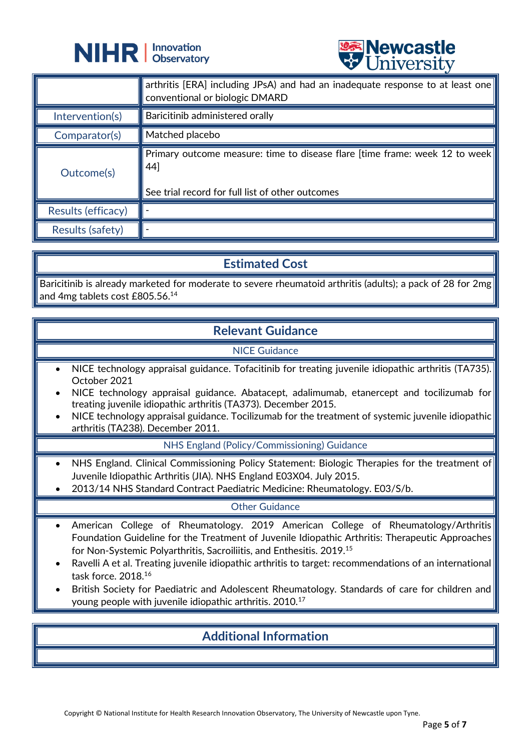| | |
|---|---|
| | arthritis [ERA] including JPsA) and had an inadequate response to at least one conventional or biologic DMARD |
| Intervention(s) | Baricitinib administered orally |
| Comparator(s) | Matched placebo |
| Outcome(s) | Primary outcome measure: time to disease flare [time frame: week 12 to week 44]<br><br>See trial record for full list of other outcomes |
| Results (efficacy) | - |
| Results (safety) | - |

## Estimated Cost

Baricitinib is already marketed for moderate to severe rheumatoid arthritis (adults); a pack of 28 for 2mg and 4mg tablets cost £805.56.[14]

## Relevant Guidance

### NICE Guidance

- NICE technology appraisal guidance. Tofacitinib for treating juvenile idiopathic arthritis (TA735). October 2021
- NICE technology appraisal guidance. Abatacept, adalimumab, etanercept and tocilizumab for treating juvenile idiopathic arthritis (TA373). December 2015.
- NICE technology appraisal guidance. Tocilizumab for the treatment of systemic juvenile idiopathic arthritis (TA238). December 2011.

### NHS England (Policy/Commissioning) Guidance

- NHS England. Clinical Commissioning Policy Statement: Biologic Therapies for the treatment of Juvenile Idiopathic Arthritis (JIA). NHS England E03X04. July 2015.
- 2013/14 NHS Standard Contract Paediatric Medicine: Rheumatology. E03/S/b.

### Other Guidance

- American College of Rheumatology. 2019 American College of Rheumatology/Arthritis Foundation Guideline for the Treatment of Juvenile Idiopathic Arthritis: Therapeutic Approaches for Non-Systemic Polyarthritis, Sacroiliitis, and Enthesitis. 2019.[15]
- Ravelli A et al. Treating juvenile idiopathic arthritis to target: recommendations of an international task force. 2018.[16]
- British Society for Paediatric and Adolescent Rheumatology. Standards of care for children and young people with juvenile idiopathic arthritis. 2010.[17]

## Additional Information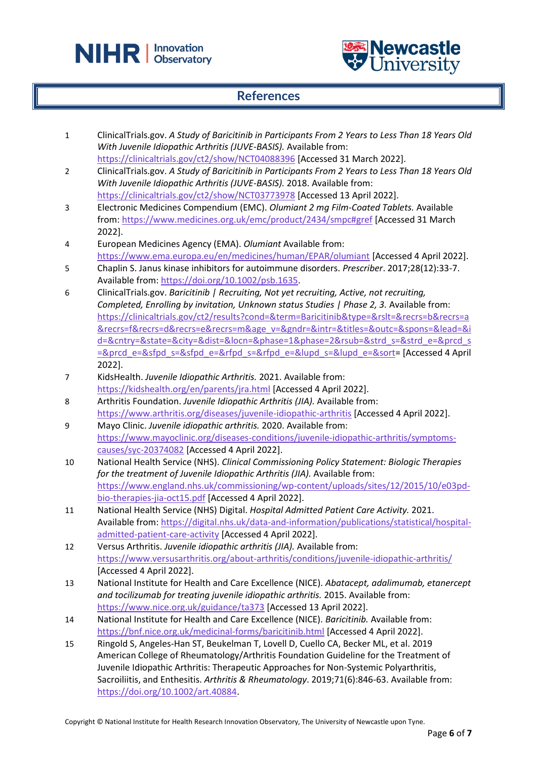## References

1. ClinicalTrials.gov. *A Study of Baricitinib in Participants From 2 Years to Less Than 18 Years Old With Juvenile Idiopathic Arthritis (JUVE-BASIS).* Available from: https://clinicaltrials.gov/ct2/show/NCT04088396 [Accessed 31 March 2022].
2. ClinicalTrials.gov. *A Study of Baricitinib in Participants From 2 Years to Less Than 18 Years Old With Juvenile Idiopathic Arthritis (JUVE-BASIS).* 2018. Available from: https://clinicaltrials.gov/ct2/show/NCT03773978 [Accessed 13 April 2022].
3. Electronic Medicines Compendium (EMC). *Olumiant 2 mg Film-Coated Tablets.* Available from: https://www.medicines.org.uk/emc/product/2434/smpc#gref [Accessed 31 March 2022].
4. European Medicines Agency (EMA). *Olumiant* Available from: https://www.ema.europa.eu/en/medicines/human/EPAR/olumiant [Accessed 4 April 2022].
5. Chaplin S. Janus kinase inhibitors for autoimmune disorders. *Prescriber*. 2017;28(12):33-7. Available from: https://doi.org/10.1002/psb.1635.
6. ClinicalTrials.gov. *Baricitinib | Recruiting, Not yet recruiting, Active, not recruiting, Completed, Enrolling by invitation, Unknown status Studies | Phase 2, 3.* Available from: https://clinicaltrials.gov/ct2/results?cond=&term=Baricitinib&type=&rslt=&recrs=b&recrs=a&recrs=f&recrs=d&recrs=e&recrs=m&age_v=&gndr=&intr=&titles=&outc=&spons=&lead=&id=&cntry=&state=&city=&dist=&locn=&phase=1&phase=2&rsub=&strd_s=&strd_e=&prcd_s=&prcd_e=&sfpd_s=&sfpd_e=&rfpd_s=&rfpd_e=&lupd_s=&lupd_e=&sort= [Accessed 4 April 2022].
7. KidsHealth. *Juvenile Idiopathic Arthritis.* 2021. Available from: https://kidshealth.org/en/parents/jra.html [Accessed 4 April 2022].
8. Arthritis Foundation. *Juvenile Idiopathic Arthritis (JIA).* Available from: https://www.arthritis.org/diseases/juvenile-idiopathic-arthritis [Accessed 4 April 2022].
9. Mayo Clinic. *Juvenile idiopathic arthritis.* 2020. Available from: https://www.mayoclinic.org/diseases-conditions/juvenile-idiopathic-arthritis/symptoms-causes/syc-20374082 [Accessed 4 April 2022].
10. National Health Service (NHS). *Clinical Commissioning Policy Statement: Biologic Therapies for the treatment of Juvenile Idiopathic Arthritis (JIA).* Available from: https://www.england.nhs.uk/commissioning/wp-content/uploads/sites/12/2015/10/e03pd-bio-therapies-jia-oct15.pdf [Accessed 4 April 2022].
11. National Health Service (NHS) Digital. *Hospital Admitted Patient Care Activity.* 2021. Available from: https://digital.nhs.uk/data-and-information/publications/statistical/hospital-admitted-patient-care-activity [Accessed 4 April 2022].
12. Versus Arthritis. *Juvenile idiopathic arthritis (JIA).* Available from: https://www.versusarthritis.org/about-arthritis/conditions/juvenile-idiopathic-arthritis/ [Accessed 4 April 2022].
13. National Institute for Health and Care Excellence (NICE). *Abatacept, adalimumab, etanercept and tocilizumab for treating juvenile idiopathic arthritis.* 2015. Available from: https://www.nice.org.uk/guidance/ta373 [Accessed 13 April 2022].
14. National Institute for Health and Care Excellence (NICE). *Baricitinib.* Available from: https://bnf.nice.org.uk/medicinal-forms/baricitinib.html [Accessed 4 April 2022].
15. Ringold S, Angeles-Han ST, Beukelman T, Lovell D, Cuello CA, Becker ML, et al. 2019 American College of Rheumatology/Arthritis Foundation Guideline for the Treatment of Juvenile Idiopathic Arthritis: Therapeutic Approaches for Non-Systemic Polyarthritis, Sacroiliitis, and Enthesitis. *Arthritis & Rheumatology*. 2019;71(6):846-63. Available from: https://doi.org/10.1002/art.40884.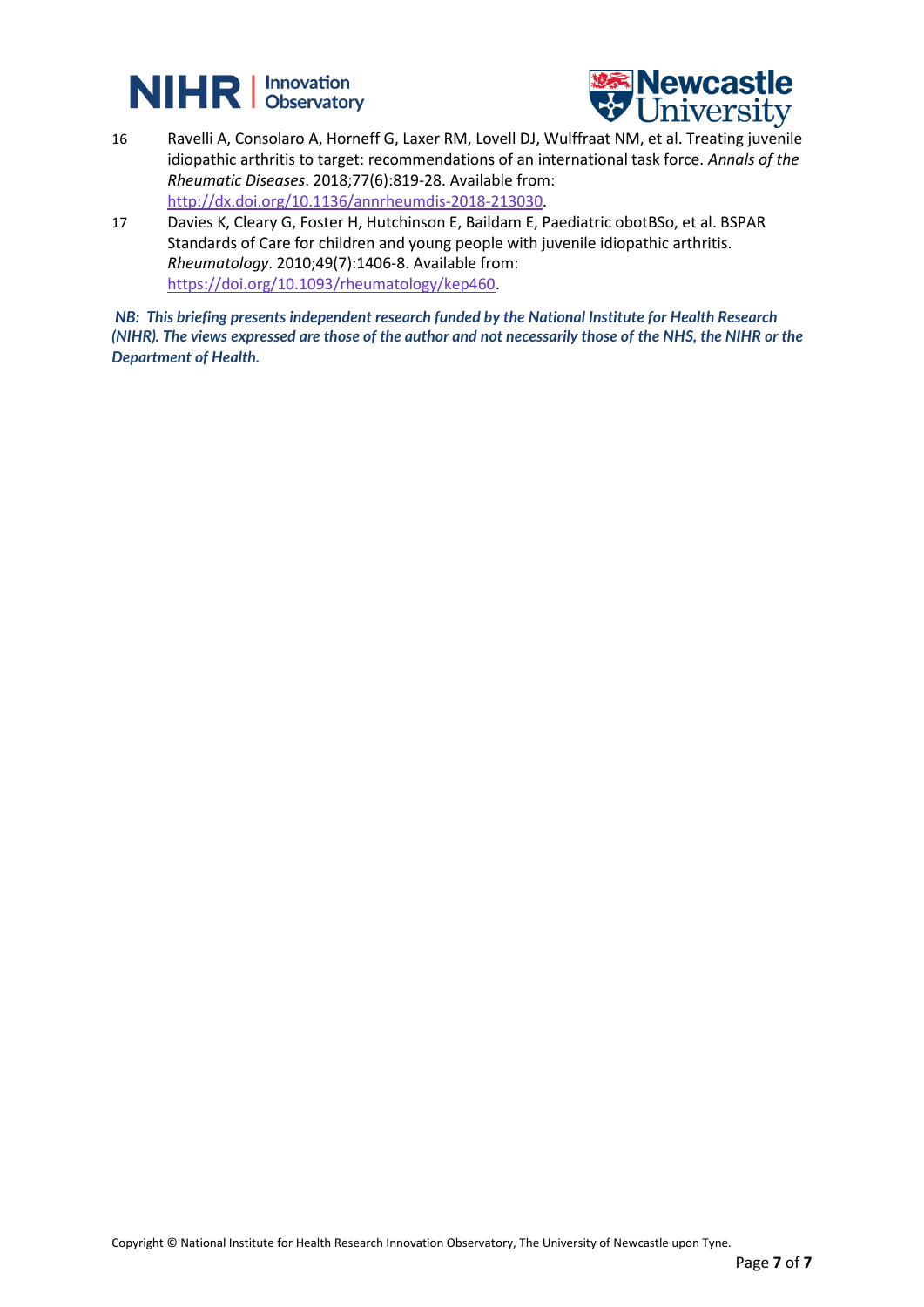16 Ravelli A, Consolaro A, Horneff G, Laxer RM, Lovell DJ, Wulffraat NM, et al. Treating juvenile idiopathic arthritis to target: recommendations of an international task force. *Annals of the Rheumatic Diseases*. 2018;77(6):819-28. Available from: http://dx.doi.org/10.1136/annrheumdis-2018-213030.

17 Davies K, Cleary G, Foster H, Hutchinson E, Baildam E, Paediatric obotBSo, et al. BSPAR Standards of Care for children and young people with juvenile idiopathic arthritis. *Rheumatology*. 2010;49(7):1406-8. Available from: https://doi.org/10.1093/rheumatology/kep460.

***NB: This briefing presents independent research funded by the National Institute for Health Research (NIHR). The views expressed are those of the author and not necessarily those of the NHS, the NIHR or the Department of Health.***

Copyright © National Institute for Health Research Innovation Observatory, The University of Newcastle upon Tyne.